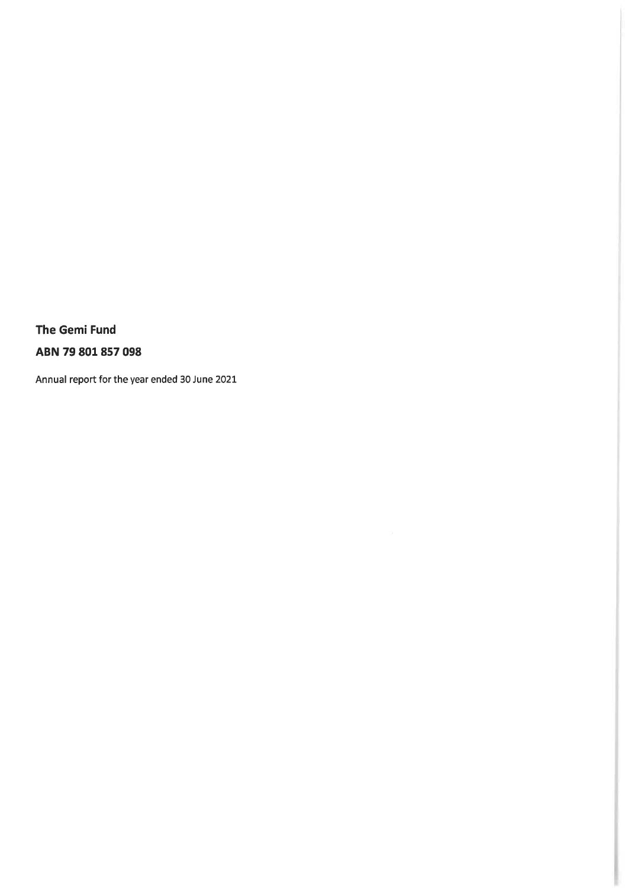**The Gemi Fund**

**ABN 79 801 857 098**

Annual report for the year ended 30 June 2021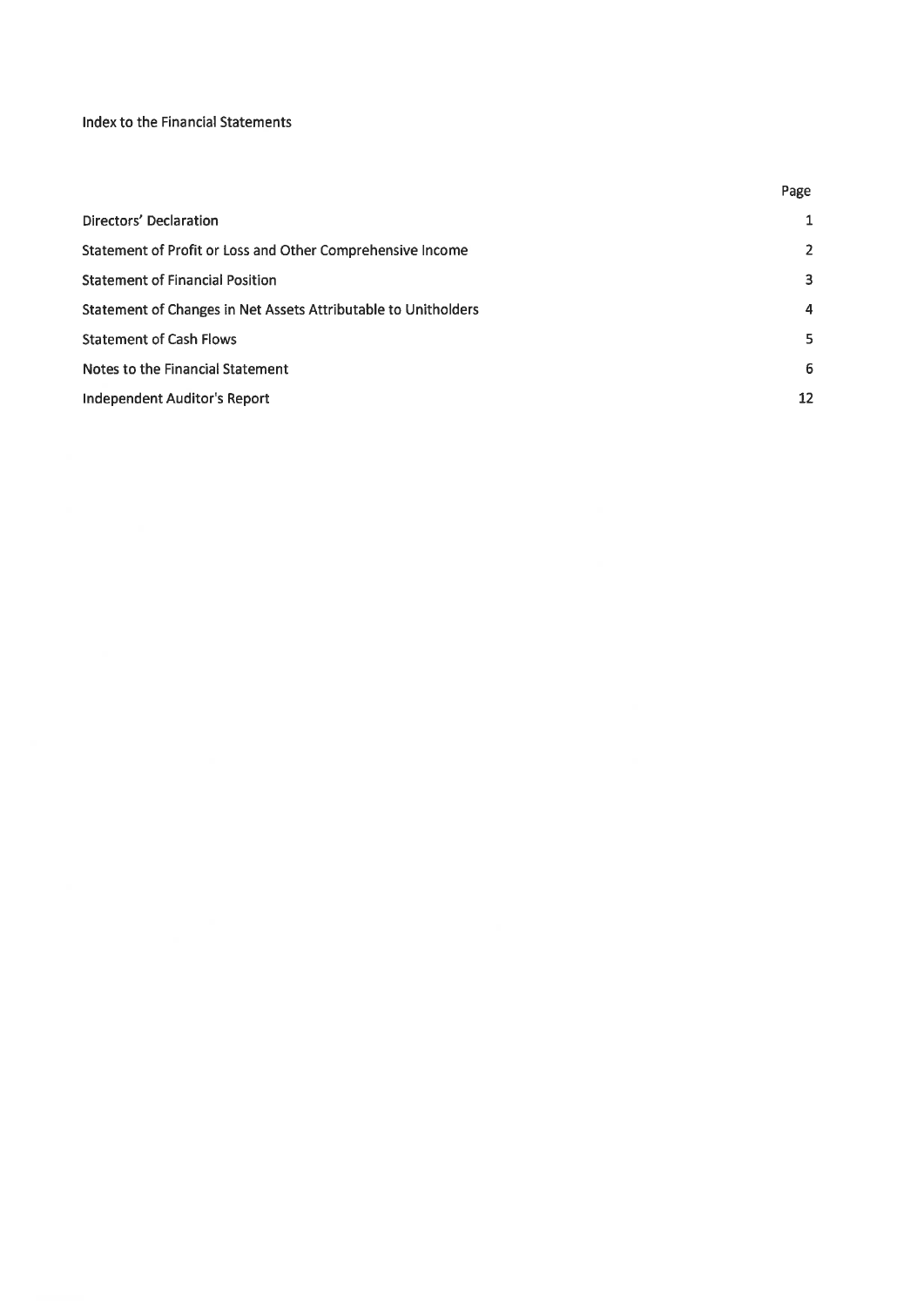# Index to the Financial Statements

| | Page |
|---|---|
| Directors' Declaration | 1 |
| Statement of Profit or Loss and Other Comprehensive Income | 2 |
| Statement of Financial Position | 3 |
| Statement of Changes in Net Assets Attributable to Unitholders | 4 |
| Statement of Cash Flows | 5 |
| Notes to the Financial Statement | 6 |
| Independent Auditor's Report | 12 |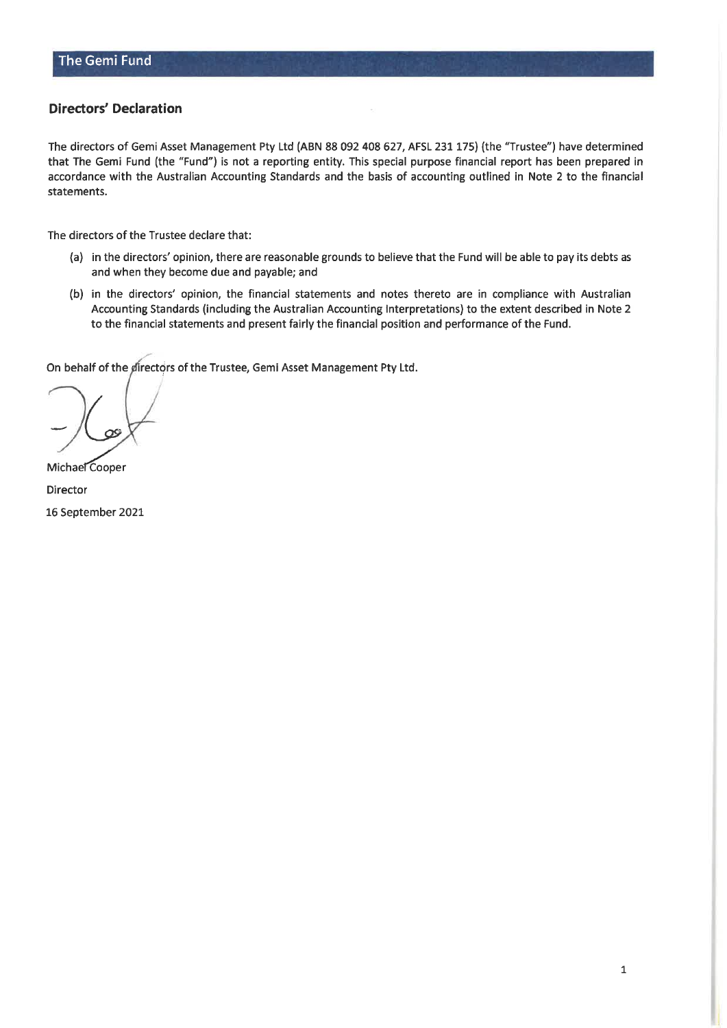## Directors' Declaration

The directors of Gemi Asset Management Pty Ltd (ABN 88 092 408 627, AFSL 231 175) (the "Trustee") have determined that The Gemi Fund (the "Fund") is not a reporting entity. This special purpose financial report has been prepared in accordance with the Australian Accounting Standards and the basis of accounting outlined in Note 2 to the financial statements.

The directors of the Trustee declare that:

(a) in the directors' opinion, there are reasonable grounds to believe that the Fund will be able to pay its debts as and when they become due and payable; and

(b) in the directors' opinion, the financial statements and notes thereto are in compliance with Australian Accounting Standards (including the Australian Accounting Interpretations) to the extent described in Note 2 to the financial statements and present fairly the financial position and performance of the Fund.

On behalf of the directors of the Trustee, Gemi Asset Management Pty Ltd.

Michael Cooper

Director

16 September 2021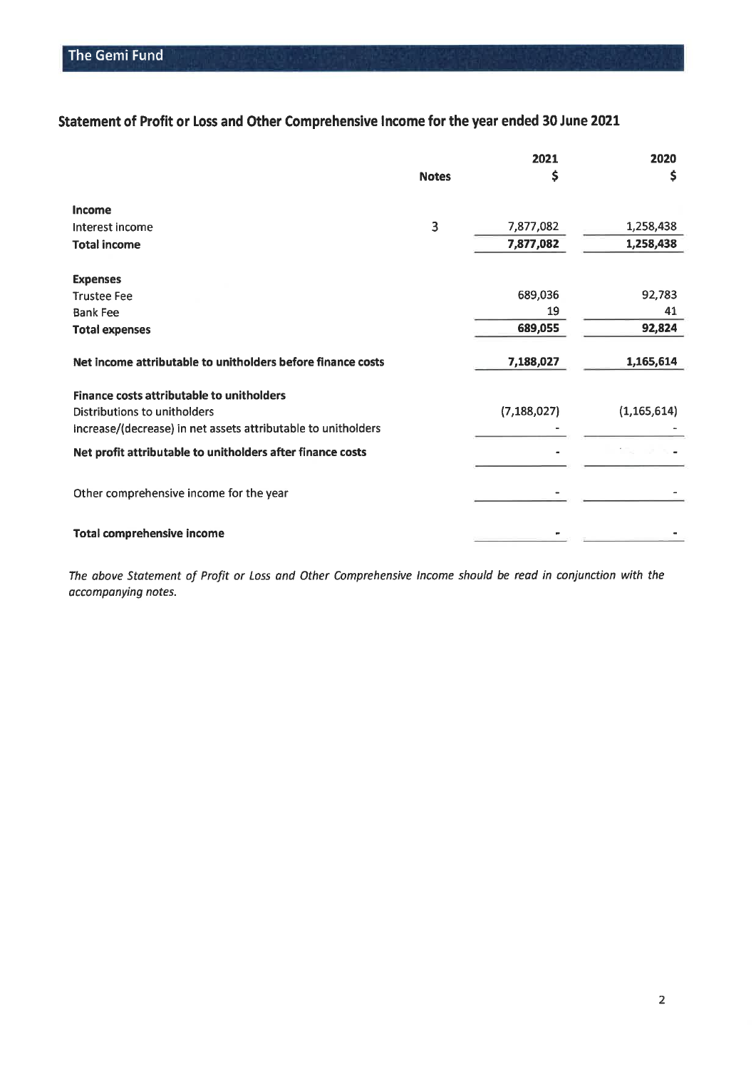## Statement of Profit or Loss and Other Comprehensive Income for the year ended 30 June 2021

| | Notes | 2021<br>$ | 2020<br>$ |
|---|---|---|---|
| **Income** | | | |
| Interest income | 3 | 7,877,082 | 1,258,438 |
| **Total income** | | **7,877,082** | **1,258,438** |
| | | | |
| **Expenses** | | | |
| Trustee Fee | | 689,036 | 92,783 |
| Bank Fee | | 19 | 41 |
| **Total expenses** | | **689,055** | **92,824** |
| | | | |
| **Net income attributable to unitholders before finance costs** | | **7,188,027** | **1,165,614** |
| | | | |
| **Finance costs attributable to unitholders** | | | |
| Distributions to unitholders | | (7,188,027) | (1,165,614) |
| Increase/(decrease) in net assets attributable to unitholders | | - | - |
| **Net profit attributable to unitholders after finance costs** | | **-** | **-** |
| | | | |
| Other comprehensive income for the year | | - | - |
| | | | |
| **Total comprehensive income** | | **-** | **-** |

*The above Statement of Profit or Loss and Other Comprehensive Income should be read in conjunction with the accompanying notes.*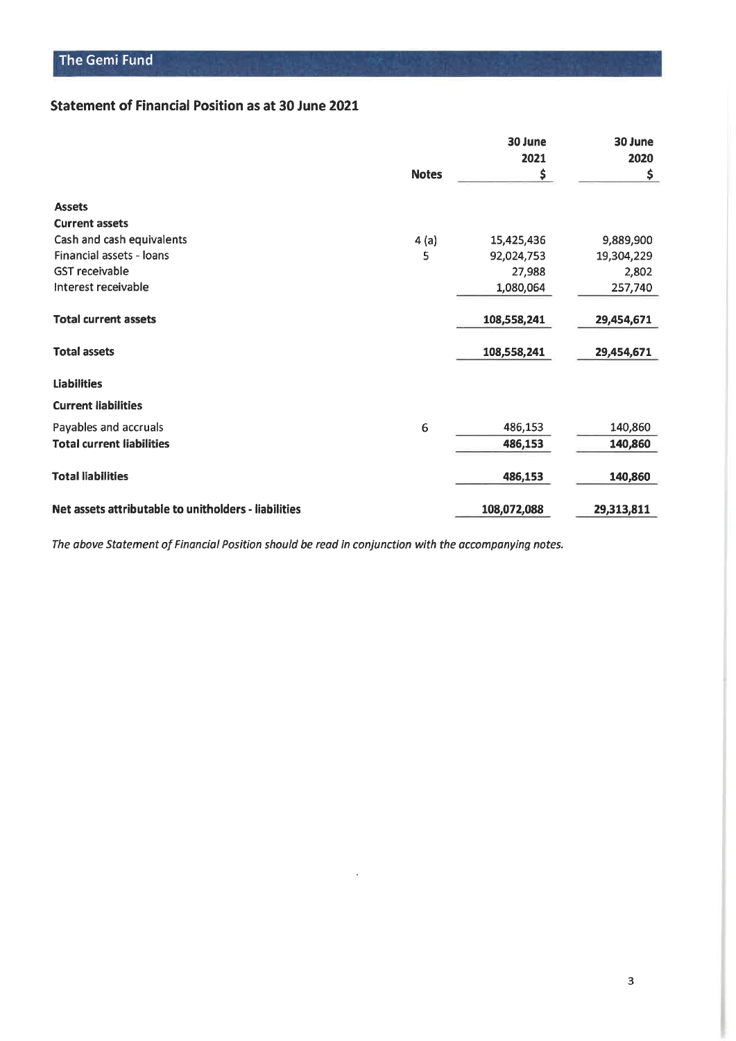## Statement of Financial Position as at 30 June 2021

| | Notes | 30 June 2021 $ | 30 June 2020 $ |
|---|---|---|---|
| **Assets** | | | |
| **Current assets** | | | |
| Cash and cash equivalents | 4 (a) | 15,425,436 | 9,889,900 |
| Financial assets - loans | 5 | 92,024,753 | 19,304,229 |
| GST receivable | | 27,988 | 2,802 |
| Interest receivable | | 1,080,064 | 257,740 |
| **Total current assets** | | **108,558,241** | **29,454,671** |
| **Total assets** | | **108,558,241** | **29,454,671** |
| **Liabilities** | | | |
| **Current liabilities** | | | |
| Payables and accruals | 6 | 486,153 | 140,860 |
| **Total current liabilities** | | **486,153** | **140,860** |
| **Total liabilities** | | **486,153** | **140,860** |
| **Net assets attributable to unitholders - liabilities** | | **108,072,088** | **29,313,811** |

*The above Statement of Financial Position should be read in conjunction with the accompanying notes.*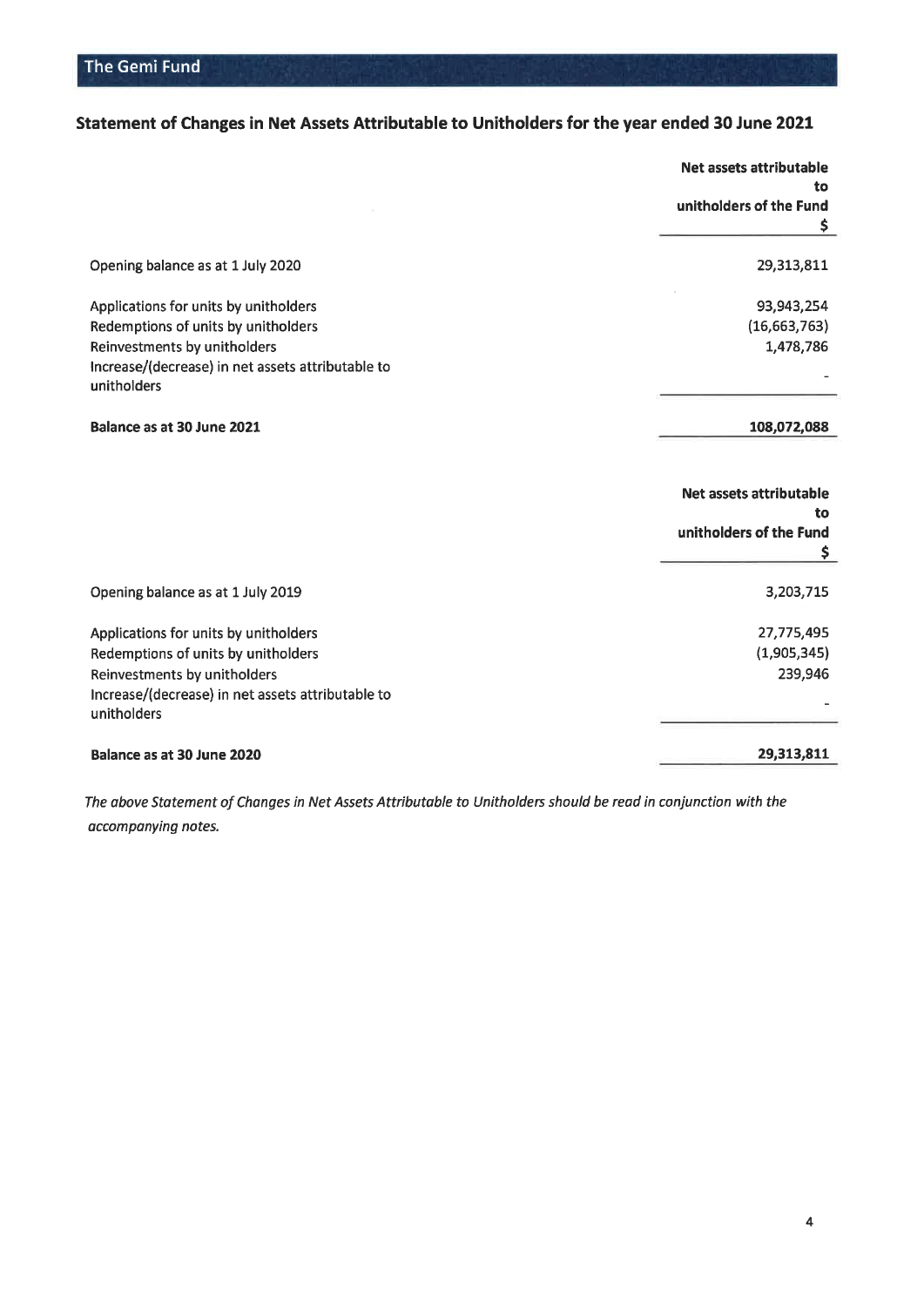## Statement of Changes in Net Assets Attributable to Unitholders for the year ended 30 June 2021

| | Net assets attributable to unitholders of the Fund $ |
|---|---|
| Opening balance as at 1 July 2020 | 29,313,811 |
| Applications for units by unitholders | 93,943,254 |
| Redemptions of units by unitholders | (16,663,763) |
| Reinvestments by unitholders | 1,478,786 |
| Increase/(decrease) in net assets attributable to unitholders | - |
| **Balance as at 30 June 2021** | **108,072,088** |

| | Net assets attributable to unitholders of the Fund $ |
|---|---|
| Opening balance as at 1 July 2019 | 3,203,715 |
| Applications for units by unitholders | 27,775,495 |
| Redemptions of units by unitholders | (1,905,345) |
| Reinvestments by unitholders | 239,946 |
| Increase/(decrease) in net assets attributable to unitholders | - |
| **Balance as at 30 June 2020** | **29,313,811** |

*The above Statement of Changes in Net Assets Attributable to Unitholders should be read in conjunction with the accompanying notes.*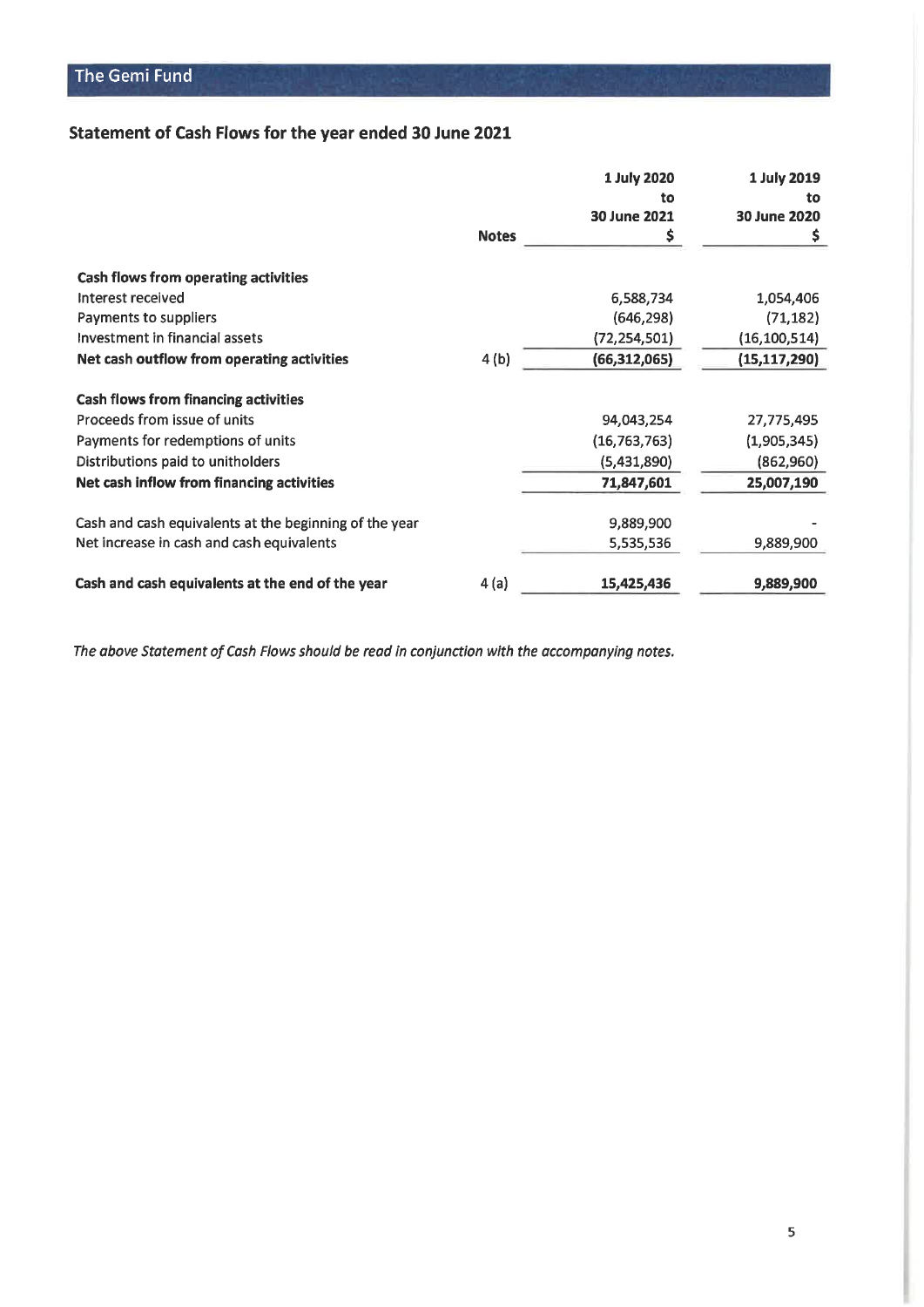The Gemi Fund

## Statement of Cash Flows for the year ended 30 June 2021

| | Notes | 1 July 2020 to 30 June 2021 $ | 1 July 2019 to 30 June 2020 $ |
|---|---|---|---|
| **Cash flows from operating activities** | | | |
| Interest received | | 6,588,734 | 1,054,406 |
| Payments to suppliers | | (646,298) | (71,182) |
| Investment in financial assets | | (72,254,501) | (16,100,514) |
| **Net cash outflow from operating activities** | 4 (b) | **(66,312,065)** | **(15,117,290)** |
| | | | |
| **Cash flows from financing activities** | | | |
| Proceeds from issue of units | | 94,043,254 | 27,775,495 |
| Payments for redemptions of units | | (16,763,763) | (1,905,345) |
| Distributions paid to unitholders | | (5,431,890) | (862,960) |
| **Net cash inflow from financing activities** | | **71,847,601** | **25,007,190** |
| | | | |
| Cash and cash equivalents at the beginning of the year | | 9,889,900 | - |
| Net increase in cash and cash equivalents | | 5,535,536 | 9,889,900 |
| | | | |
| **Cash and cash equivalents at the end of the year** | 4 (a) | **15,425,436** | **9,889,900** |

*The above Statement of Cash Flows should be read in conjunction with the accompanying notes.*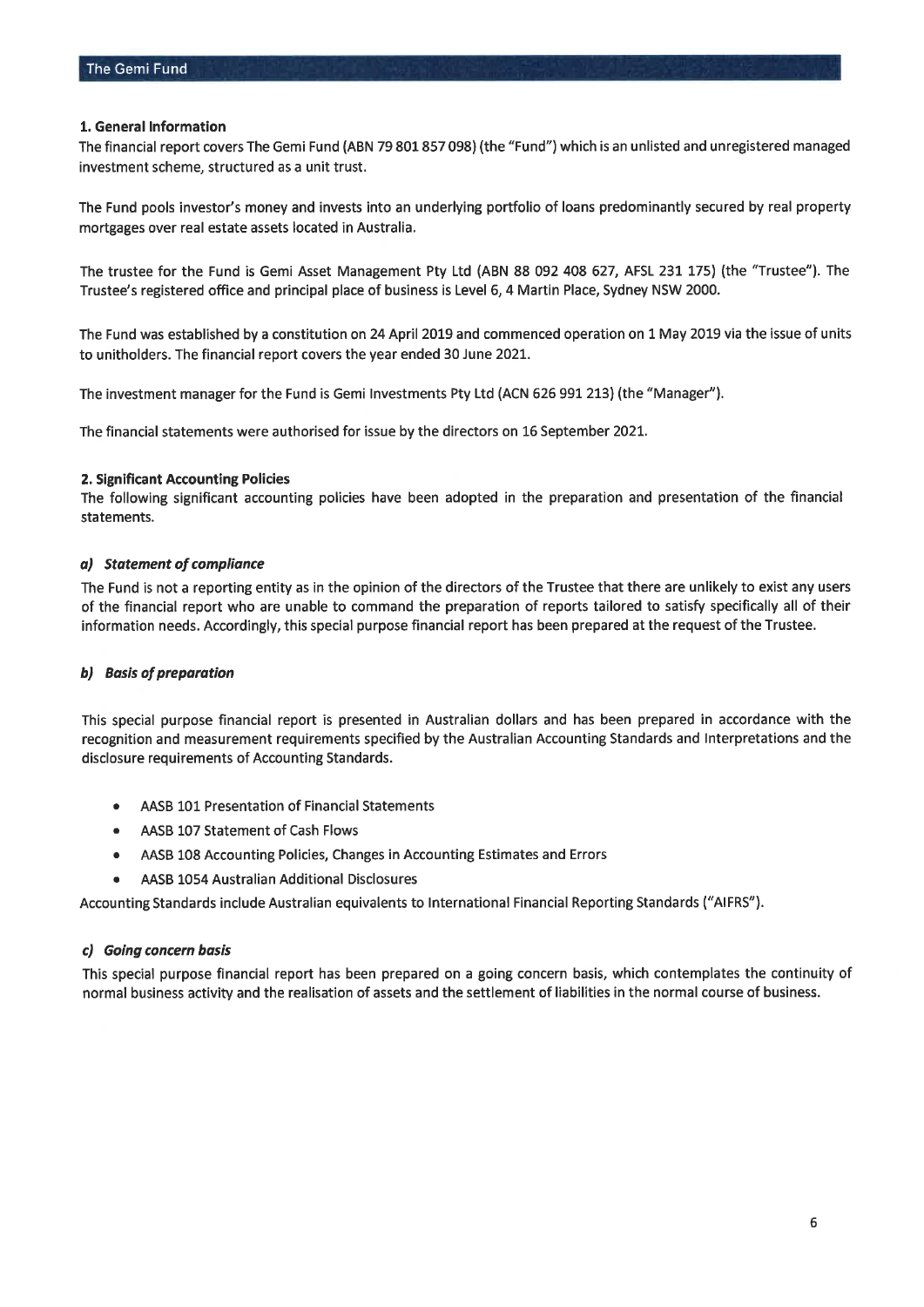## 1. General Information

The financial report covers The Gemi Fund (ABN 79 801 857 098) (the "Fund") which is an unlisted and unregistered managed investment scheme, structured as a unit trust.

The Fund pools investor's money and invests into an underlying portfolio of loans predominantly secured by real property mortgages over real estate assets located in Australia.

The trustee for the Fund is Gemi Asset Management Pty Ltd (ABN 88 092 408 627, AFSL 231 175) (the "Trustee"). The Trustee's registered office and principal place of business is Level 6, 4 Martin Place, Sydney NSW 2000.

The Fund was established by a constitution on 24 April 2019 and commenced operation on 1 May 2019 via the issue of units to unitholders. The financial report covers the year ended 30 June 2021.

The investment manager for the Fund is Gemi Investments Pty Ltd (ACN 626 991 213) (the "Manager").

The financial statements were authorised for issue by the directors on 16 September 2021.

## 2. Significant Accounting Policies

The following significant accounting policies have been adopted in the preparation and presentation of the financial statements.

### *a) Statement of compliance*

The Fund is not a reporting entity as in the opinion of the directors of the Trustee that there are unlikely to exist any users of the financial report who are unable to command the preparation of reports tailored to satisfy specifically all of their information needs. Accordingly, this special purpose financial report has been prepared at the request of the Trustee.

### *b) Basis of preparation*

This special purpose financial report is presented in Australian dollars and has been prepared in accordance with the recognition and measurement requirements specified by the Australian Accounting Standards and Interpretations and the disclosure requirements of Accounting Standards.

- AASB 101 Presentation of Financial Statements
- AASB 107 Statement of Cash Flows
- AASB 108 Accounting Policies, Changes in Accounting Estimates and Errors
- AASB 1054 Australian Additional Disclosures

Accounting Standards include Australian equivalents to International Financial Reporting Standards ("AIFRS").

### *c) Going concern basis*

This special purpose financial report has been prepared on a going concern basis, which contemplates the continuity of normal business activity and the realisation of assets and the settlement of liabilities in the normal course of business.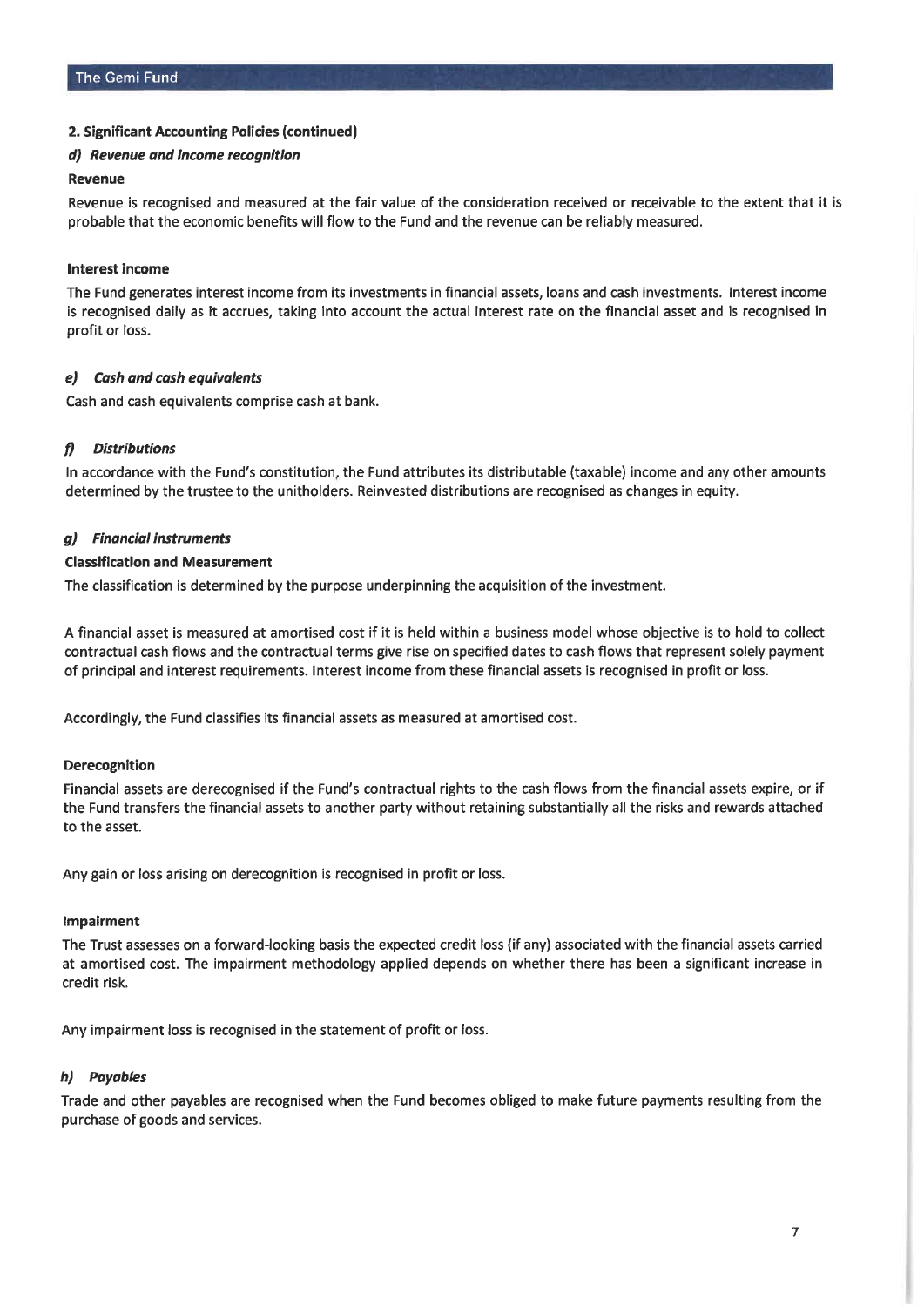## 2. Significant Accounting Policies (continued)

### *d) Revenue and income recognition*

**Revenue**

Revenue is recognised and measured at the fair value of the consideration received or receivable to the extent that it is probable that the economic benefits will flow to the Fund and the revenue can be reliably measured.

**Interest income**

The Fund generates interest income from its investments in financial assets, loans and cash investments. Interest income is recognised daily as it accrues, taking into account the actual interest rate on the financial asset and is recognised in profit or loss.

### *e) Cash and cash equivalents*

Cash and cash equivalents comprise cash at bank.

### *f) Distributions*

In accordance with the Fund's constitution, the Fund attributes its distributable (taxable) income and any other amounts determined by the trustee to the unitholders. Reinvested distributions are recognised as changes in equity.

### *g) Financial instruments*

**Classification and Measurement**

The classification is determined by the purpose underpinning the acquisition of the investment.

A financial asset is measured at amortised cost if it is held within a business model whose objective is to hold to collect contractual cash flows and the contractual terms give rise on specified dates to cash flows that represent solely payment of principal and interest requirements. Interest income from these financial assets is recognised in profit or loss.

Accordingly, the Fund classifies its financial assets as measured at amortised cost.

**Derecognition**

Financial assets are derecognised if the Fund's contractual rights to the cash flows from the financial assets expire, or if the Fund transfers the financial assets to another party without retaining substantially all the risks and rewards attached to the asset.

Any gain or loss arising on derecognition is recognised in profit or loss.

**Impairment**

The Trust assesses on a forward-looking basis the expected credit loss (if any) associated with the financial assets carried at amortised cost. The impairment methodology applied depends on whether there has been a significant increase in credit risk.

Any impairment loss is recognised in the statement of profit or loss.

### *h) Payables*

Trade and other payables are recognised when the Fund becomes obliged to make future payments resulting from the purchase of goods and services.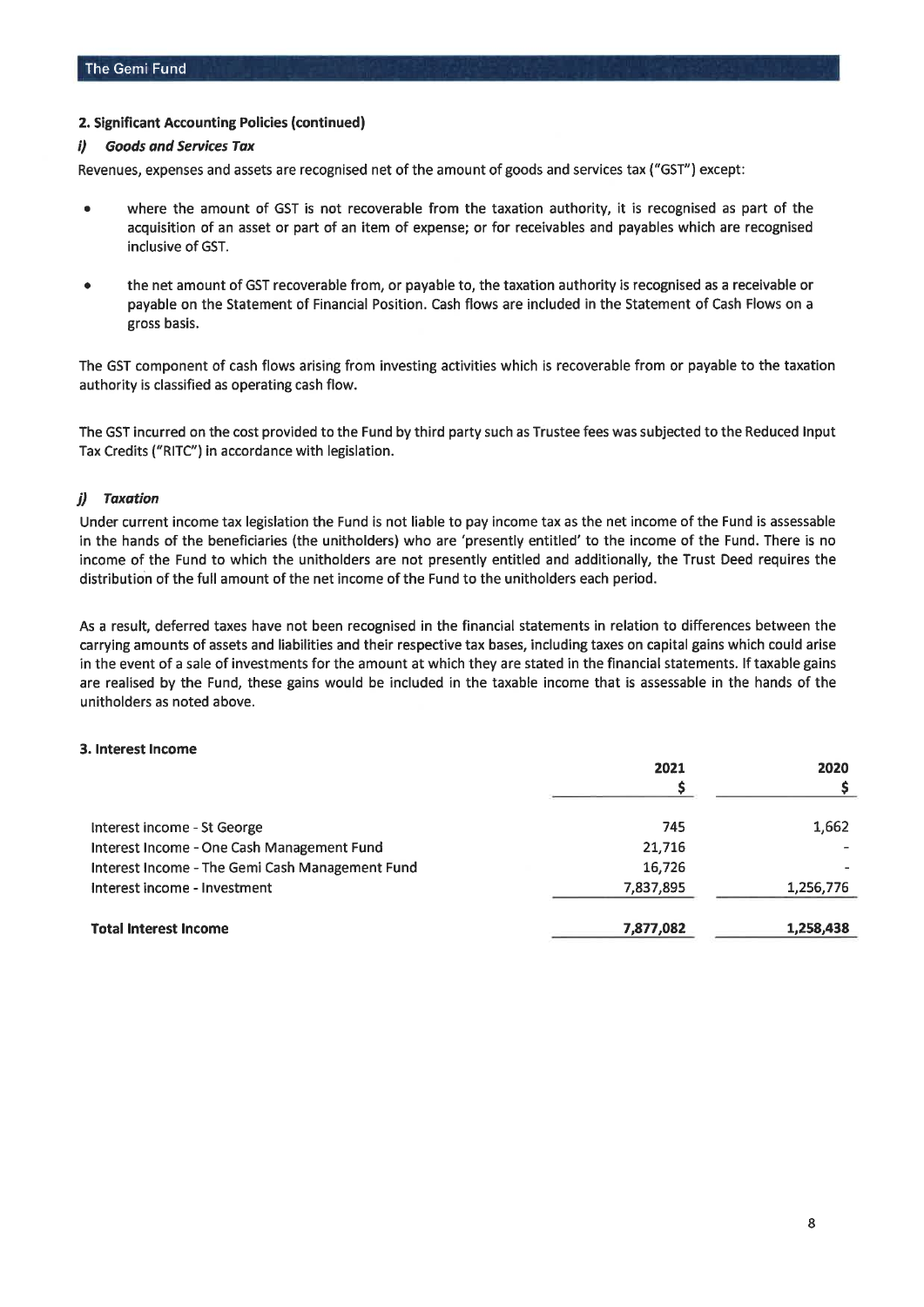## 2. Significant Accounting Policies (continued)

### *i) Goods and Services Tax*

Revenues, expenses and assets are recognised net of the amount of goods and services tax ("GST") except:

- where the amount of GST is not recoverable from the taxation authority, it is recognised as part of the acquisition of an asset or part of an item of expense; or for receivables and payables which are recognised inclusive of GST.
- the net amount of GST recoverable from, or payable to, the taxation authority is recognised as a receivable or payable on the Statement of Financial Position. Cash flows are included in the Statement of Cash Flows on a gross basis.

The GST component of cash flows arising from investing activities which is recoverable from or payable to the taxation authority is classified as operating cash flow.

The GST incurred on the cost provided to the Fund by third party such as Trustee fees was subjected to the Reduced Input Tax Credits ("RITC") in accordance with legislation.

### *j) Taxation*

Under current income tax legislation the Fund is not liable to pay income tax as the net income of the Fund is assessable in the hands of the beneficiaries (the unitholders) who are 'presently entitled' to the income of the Fund. There is no income of the Fund to which the unitholders are not presently entitled and additionally, the Trust Deed requires the distribution of the full amount of the net income of the Fund to the unitholders each period.

As a result, deferred taxes have not been recognised in the financial statements in relation to differences between the carrying amounts of assets and liabilities and their respective tax bases, including taxes on capital gains which could arise in the event of a sale of investments for the amount at which they are stated in the financial statements. If taxable gains are realised by the Fund, these gains would be included in the taxable income that is assessable in the hands of the unitholders as noted above.

## 3. Interest Income

| | 2021<br>$ | 2020<br>$ |
|---|---|---|
| Interest income - St George | 745 | 1,662 |
| Interest Income - One Cash Management Fund | 21,716 | - |
| Interest Income - The Gemi Cash Management Fund | 16,726 | - |
| Interest income - Investment | 7,837,895 | 1,256,776 |
| **Total Interest Income** | **7,877,082** | **1,258,438** |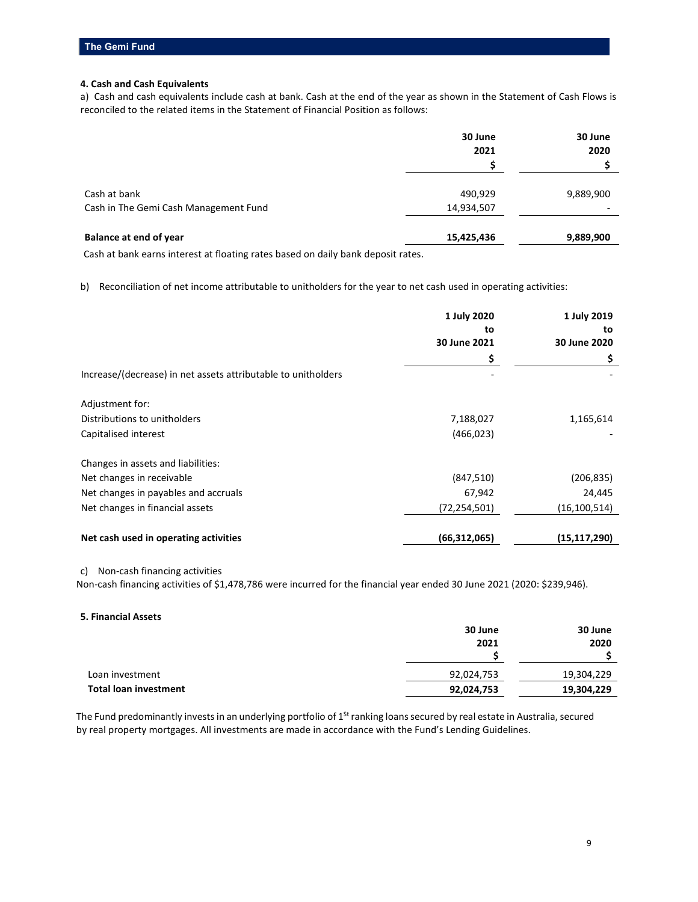### 4. Cash and Cash Equivalents

a) Cash and cash equivalents include cash at bank. Cash at the end of the year as shown in the Statement of Cash Flows is reconciled to the related items in the Statement of Financial Position as follows:

| | 30 June 2021 $ | 30 June 2020 $ |
|---|---|---|
| Cash at bank | 490,929 | 9,889,900 |
| Cash in The Gemi Cash Management Fund | 14,934,507 | - |
| **Balance at end of year** | **15,425,436** | **9,889,900** |

Cash at bank earns interest at floating rates based on daily bank deposit rates.

b) Reconciliation of net income attributable to unitholders for the year to net cash used in operating activities:

| | 1 July 2020 to 30 June 2021 $ | 1 July 2019 to 30 June 2020 $ |
|---|---|---|
| Increase/(decrease) in net assets attributable to unitholders | - | - |
| Adjustment for: | | |
| Distributions to unitholders | 7,188,027 | 1,165,614 |
| Capitalised interest | (466,023) | - |
| Changes in assets and liabilities: | | |
| Net changes in receivable | (847,510) | (206,835) |
| Net changes in payables and accruals | 67,942 | 24,445 |
| Net changes in financial assets | (72,254,501) | (16,100,514) |
| **Net cash used in operating activities** | **(66,312,065)** | **(15,117,290)** |

c) Non-cash financing activities

Non-cash financing activities of $1,478,786 were incurred for the financial year ended 30 June 2021 (2020: $239,946).

### 5. Financial Assets

| | 30 June 2021 $ | 30 June 2020 $ |
|---|---|---|
| Loan investment | 92,024,753 | 19,304,229 |
| **Total loan investment** | **92,024,753** | **19,304,229** |

The Fund predominantly invests in an underlying portfolio of 1st ranking loans secured by real estate in Australia, secured by real property mortgages. All investments are made in accordance with the Fund's Lending Guidelines.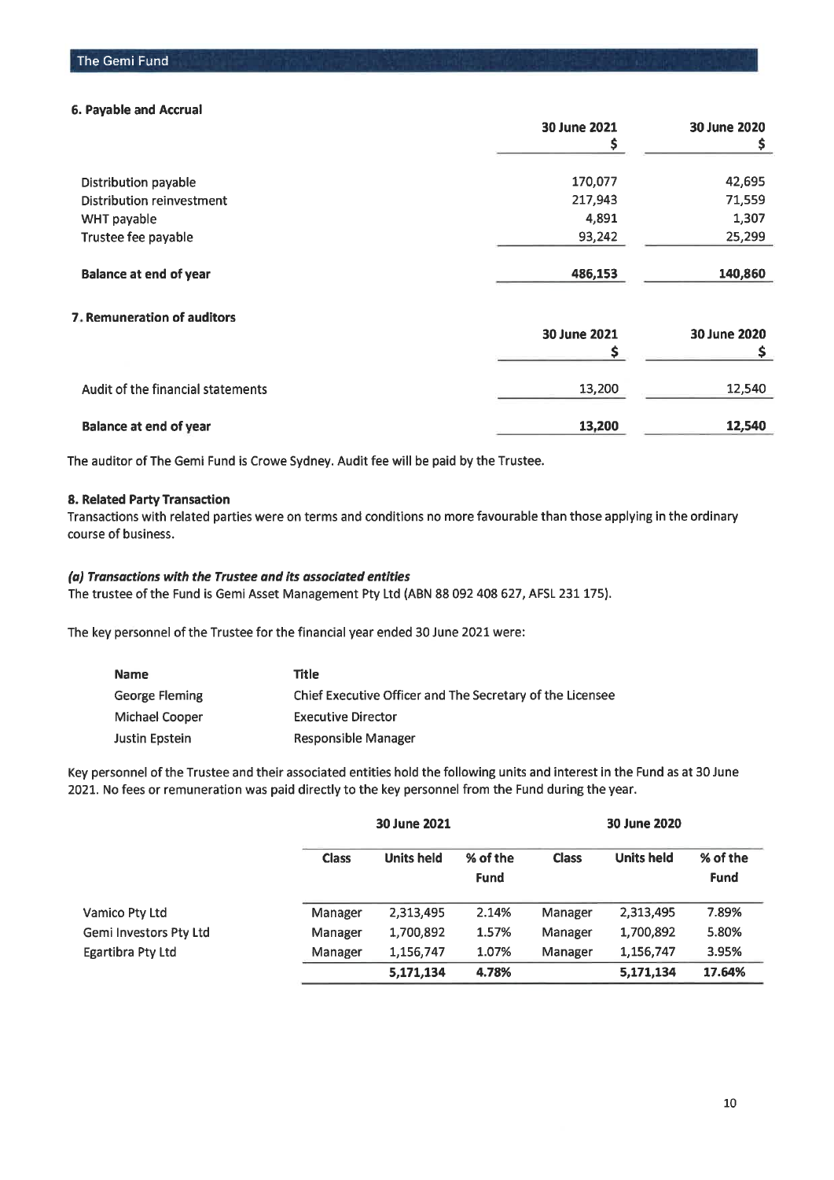### 6. Payable and Accrual

| | 30 June 2021 $ | 30 June 2020 $ |
|---|---|---|
| Distribution payable | 170,077 | 42,695 |
| Distribution reinvestment | 217,943 | 71,559 |
| WHT payable | 4,891 | 1,307 |
| Trustee fee payable | 93,242 | 25,299 |
| **Balance at end of year** | **486,153** | **140,860** |

### 7. Remuneration of auditors

| | 30 June 2021 $ | 30 June 2020 $ |
|---|---|---|
| Audit of the financial statements | 13,200 | 12,540 |
| **Balance at end of year** | **13,200** | **12,540** |

The auditor of The Gemi Fund is Crowe Sydney. Audit fee will be paid by the Trustee.

### 8. Related Party Transaction

Transactions with related parties were on terms and conditions no more favourable than those applying in the ordinary course of business.

***(a) Transactions with the Trustee and its associated entities***

The trustee of the Fund is Gemi Asset Management Pty Ltd (ABN 88 092 408 627, AFSL 231 175).

The key personnel of the Trustee for the financial year ended 30 June 2021 were:

| Name | Title |
|---|---|
| George Fleming | Chief Executive Officer and The Secretary of the Licensee |
| Michael Cooper | Executive Director |
| Justin Epstein | Responsible Manager |

Key personnel of the Trustee and their associated entities hold the following units and interest in the Fund as at 30 June 2021. No fees or remuneration was paid directly to the key personnel from the Fund during the year.

| | 30 June 2021 | | | 30 June 2020 | | |
|---|---|---|---|---|---|---|
| | Class | Units held | % of the Fund | Class | Units held | % of the Fund |
| Vamico Pty Ltd | Manager | 2,313,495 | 2.14% | Manager | 2,313,495 | 7.89% |
| Gemi Investors Pty Ltd | Manager | 1,700,892 | 1.57% | Manager | 1,700,892 | 5.80% |
| Egartibra Pty Ltd | Manager | 1,156,747 | 1.07% | Manager | 1,156,747 | 3.95% |
| | | **5,171,134** | **4.78%** | | **5,171,134** | **17.64%** |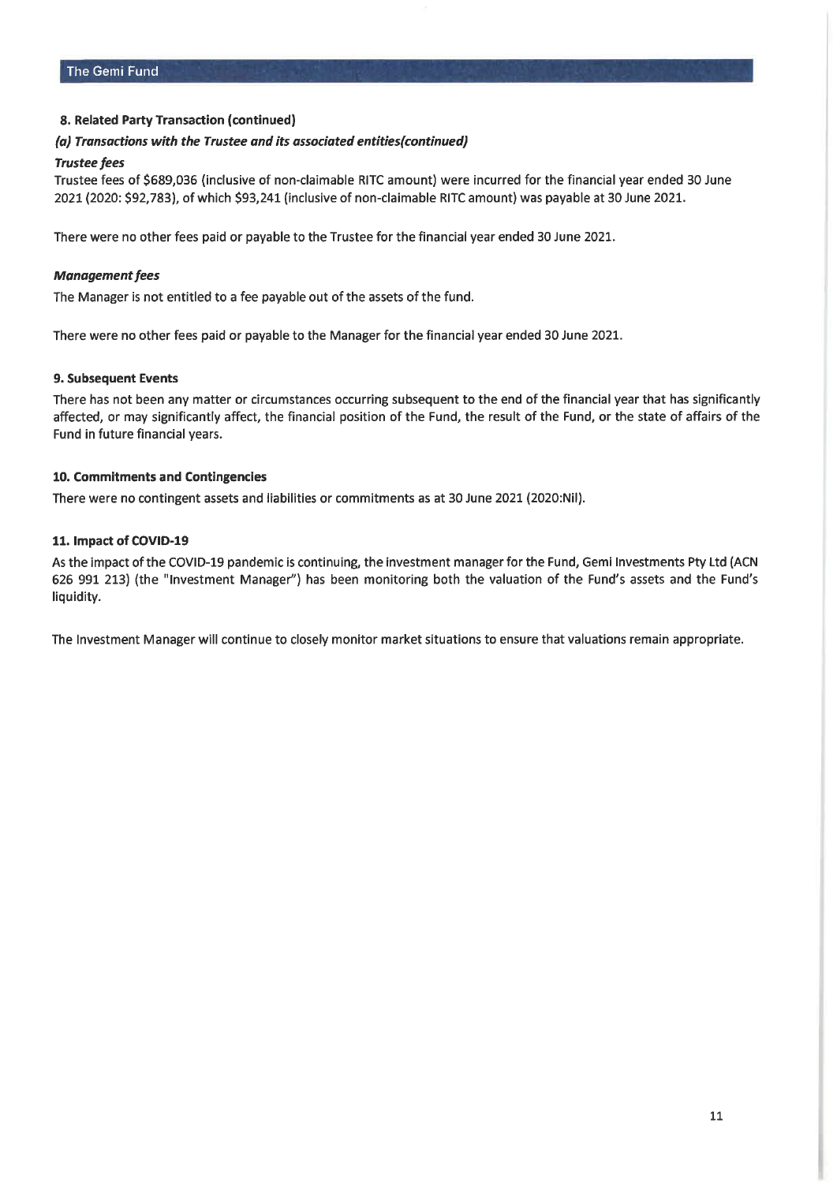### 8. Related Party Transaction (continued)

#### *(a) Transactions with the Trustee and its associated entities(continued)*

***Trustee fees***

Trustee fees of $689,036 (inclusive of non-claimable RITC amount) were incurred for the financial year ended 30 June 2021 (2020: $92,783), of which $93,241 (inclusive of non-claimable RITC amount) was payable at 30 June 2021.

There were no other fees paid or payable to the Trustee for the financial year ended 30 June 2021.

***Management fees***

The Manager is not entitled to a fee payable out of the assets of the fund.

There were no other fees paid or payable to the Manager for the financial year ended 30 June 2021.

### 9. Subsequent Events

There has not been any matter or circumstances occurring subsequent to the end of the financial year that has significantly affected, or may significantly affect, the financial position of the Fund, the result of the Fund, or the state of affairs of the Fund in future financial years.

### 10. Commitments and Contingencies

There were no contingent assets and liabilities or commitments as at 30 June 2021 (2020:Nil).

### 11. Impact of COVID-19

As the impact of the COVID-19 pandemic is continuing, the investment manager for the Fund, Gemi Investments Pty Ltd (ACN 626 991 213) (the "Investment Manager") has been monitoring both the valuation of the Fund's assets and the Fund's liquidity.

The Investment Manager will continue to closely monitor market situations to ensure that valuations remain appropriate.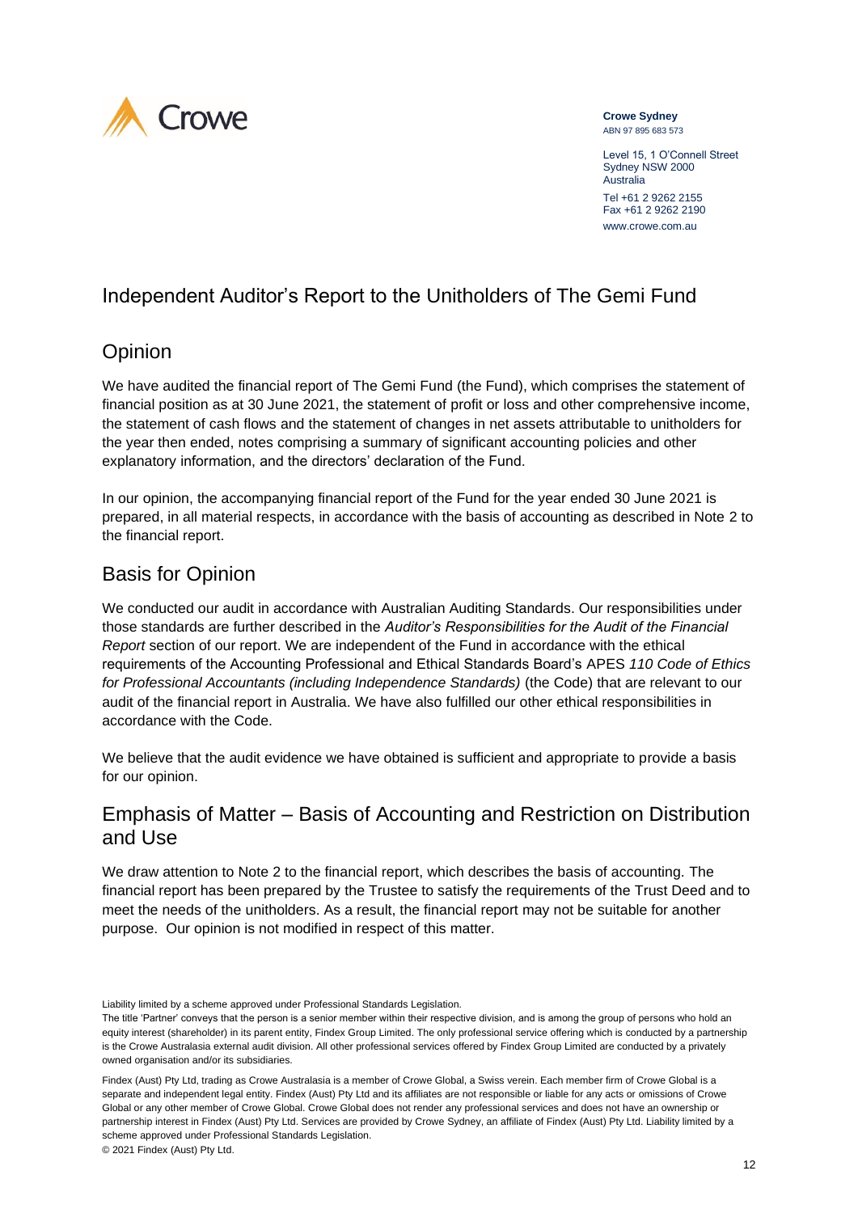**Crowe Sydney**
ABN 97 895 683 573

Level 15, 1 O'Connell Street
Sydney NSW 2000
Australia

Tel +61 2 9262 2155
Fax +61 2 9262 2190

www.crowe.com.au

# Independent Auditor's Report to the Unitholders of The Gemi Fund

## Opinion

We have audited the financial report of The Gemi Fund (the Fund), which comprises the statement of financial position as at 30 June 2021, the statement of profit or loss and other comprehensive income, the statement of cash flows and the statement of changes in net assets attributable to unitholders for the year then ended, notes comprising a summary of significant accounting policies and other explanatory information, and the directors' declaration of the Fund.

In our opinion, the accompanying financial report of the Fund for the year ended 30 June 2021 is prepared, in all material respects, in accordance with the basis of accounting as described in Note 2 to the financial report.

## Basis for Opinion

We conducted our audit in accordance with Australian Auditing Standards. Our responsibilities under those standards are further described in the *Auditor's Responsibilities for the Audit of the Financial Report* section of our report. We are independent of the Fund in accordance with the ethical requirements of the Accounting Professional and Ethical Standards Board's APES *110 Code of Ethics for Professional Accountants (including Independence Standards)* (the Code) that are relevant to our audit of the financial report in Australia. We have also fulfilled our other ethical responsibilities in accordance with the Code.

We believe that the audit evidence we have obtained is sufficient and appropriate to provide a basis for our opinion.

## Emphasis of Matter – Basis of Accounting and Restriction on Distribution and Use

We draw attention to Note 2 to the financial report, which describes the basis of accounting. The financial report has been prepared by the Trustee to satisfy the requirements of the Trust Deed and to meet the needs of the unitholders. As a result, the financial report may not be suitable for another purpose. Our opinion is not modified in respect of this matter.

Liability limited by a scheme approved under Professional Standards Legislation.

The title 'Partner' conveys that the person is a senior member within their respective division, and is among the group of persons who hold an equity interest (shareholder) in its parent entity, Findex Group Limited. The only professional service offering which is conducted by a partnership is the Crowe Australasia external audit division. All other professional services offered by Findex Group Limited are conducted by a privately owned organisation and/or its subsidiaries.

Findex (Aust) Pty Ltd, trading as Crowe Australasia is a member of Crowe Global, a Swiss verein. Each member firm of Crowe Global is a separate and independent legal entity. Findex (Aust) Pty Ltd and its affiliates are not responsible or liable for any acts or omissions of Crowe Global or any other member of Crowe Global. Crowe Global does not render any professional services and does not have an ownership or partnership interest in Findex (Aust) Pty Ltd. Services are provided by Crowe Sydney, an affiliate of Findex (Aust) Pty Ltd. Liability limited by a scheme approved under Professional Standards Legislation.

© 2021 Findex (Aust) Pty Ltd.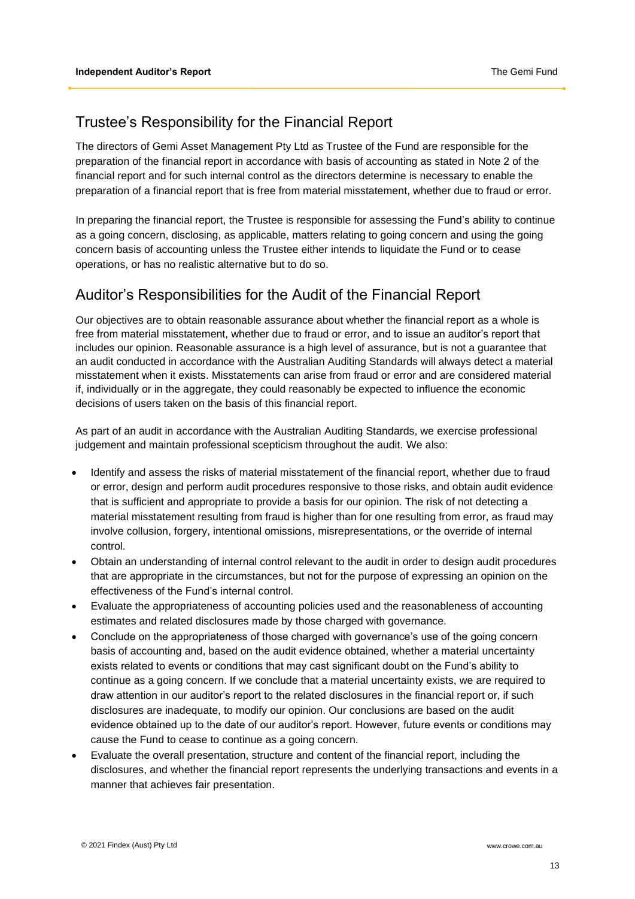## Trustee's Responsibility for the Financial Report

The directors of Gemi Asset Management Pty Ltd as Trustee of the Fund are responsible for the preparation of the financial report in accordance with basis of accounting as stated in Note 2 of the financial report and for such internal control as the directors determine is necessary to enable the preparation of a financial report that is free from material misstatement, whether due to fraud or error.

In preparing the financial report, the Trustee is responsible for assessing the Fund's ability to continue as a going concern, disclosing, as applicable, matters relating to going concern and using the going concern basis of accounting unless the Trustee either intends to liquidate the Fund or to cease operations, or has no realistic alternative but to do so.

## Auditor's Responsibilities for the Audit of the Financial Report

Our objectives are to obtain reasonable assurance about whether the financial report as a whole is free from material misstatement, whether due to fraud or error, and to issue an auditor's report that includes our opinion. Reasonable assurance is a high level of assurance, but is not a guarantee that an audit conducted in accordance with the Australian Auditing Standards will always detect a material misstatement when it exists. Misstatements can arise from fraud or error and are considered material if, individually or in the aggregate, they could reasonably be expected to influence the economic decisions of users taken on the basis of this financial report.

As part of an audit in accordance with the Australian Auditing Standards, we exercise professional judgement and maintain professional scepticism throughout the audit. We also:

- Identify and assess the risks of material misstatement of the financial report, whether due to fraud or error, design and perform audit procedures responsive to those risks, and obtain audit evidence that is sufficient and appropriate to provide a basis for our opinion. The risk of not detecting a material misstatement resulting from fraud is higher than for one resulting from error, as fraud may involve collusion, forgery, intentional omissions, misrepresentations, or the override of internal control.
- Obtain an understanding of internal control relevant to the audit in order to design audit procedures that are appropriate in the circumstances, but not for the purpose of expressing an opinion on the effectiveness of the Fund's internal control.
- Evaluate the appropriateness of accounting policies used and the reasonableness of accounting estimates and related disclosures made by those charged with governance.
- Conclude on the appropriateness of those charged with governance's use of the going concern basis of accounting and, based on the audit evidence obtained, whether a material uncertainty exists related to events or conditions that may cast significant doubt on the Fund's ability to continue as a going concern. If we conclude that a material uncertainty exists, we are required to draw attention in our auditor's report to the related disclosures in the financial report or, if such disclosures are inadequate, to modify our opinion. Our conclusions are based on the audit evidence obtained up to the date of our auditor's report. However, future events or conditions may cause the Fund to cease to continue as a going concern.
- Evaluate the overall presentation, structure and content of the financial report, including the disclosures, and whether the financial report represents the underlying transactions and events in a manner that achieves fair presentation.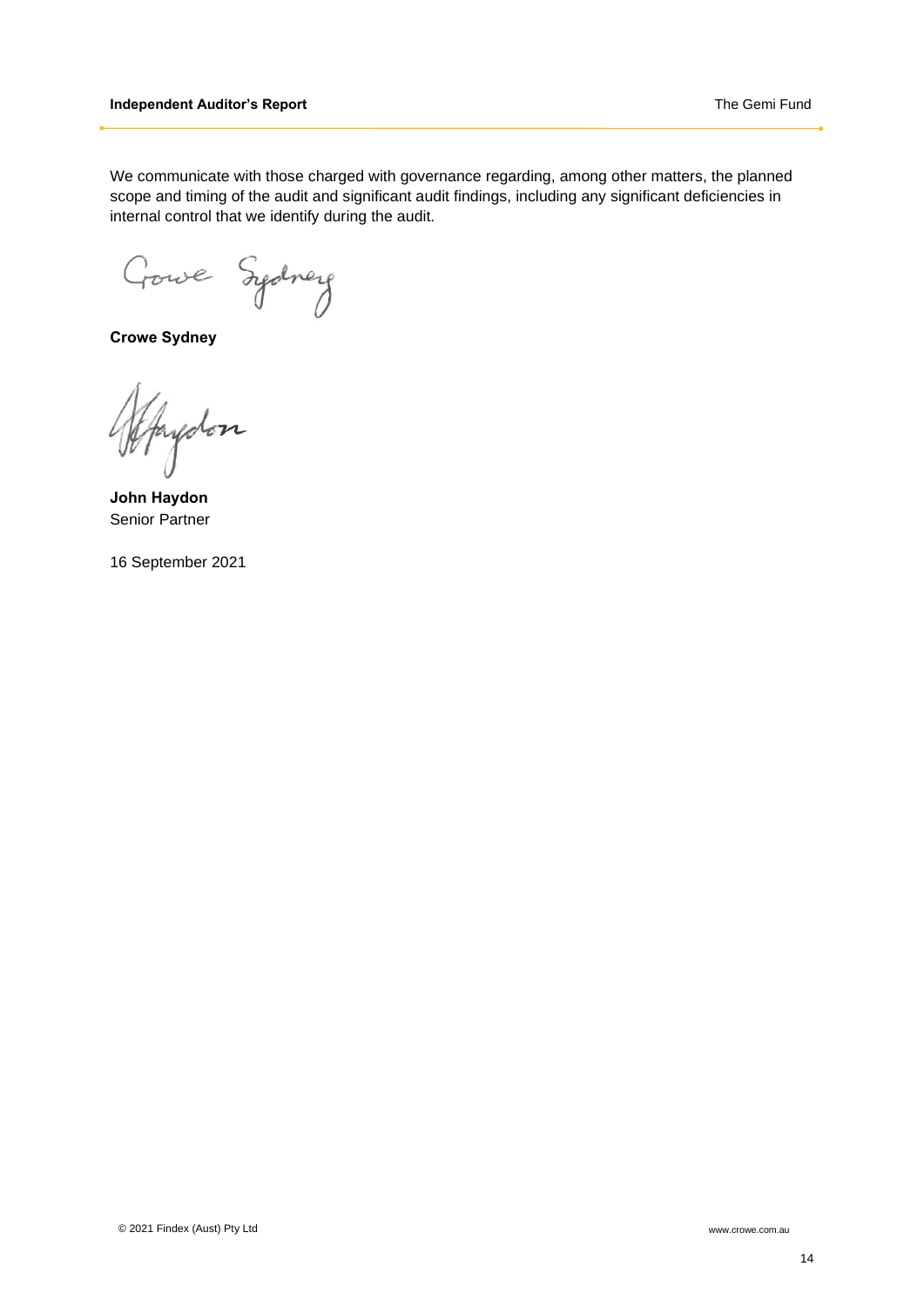We communicate with those charged with governance regarding, among other matters, the planned scope and timing of the audit and significant audit findings, including any significant deficiencies in internal control that we identify during the audit.

**Crowe Sydney**

**John Haydon**
Senior Partner

16 September 2021

© 2021 Findex (Aust) Pty Ltd

www.crowe.com.au